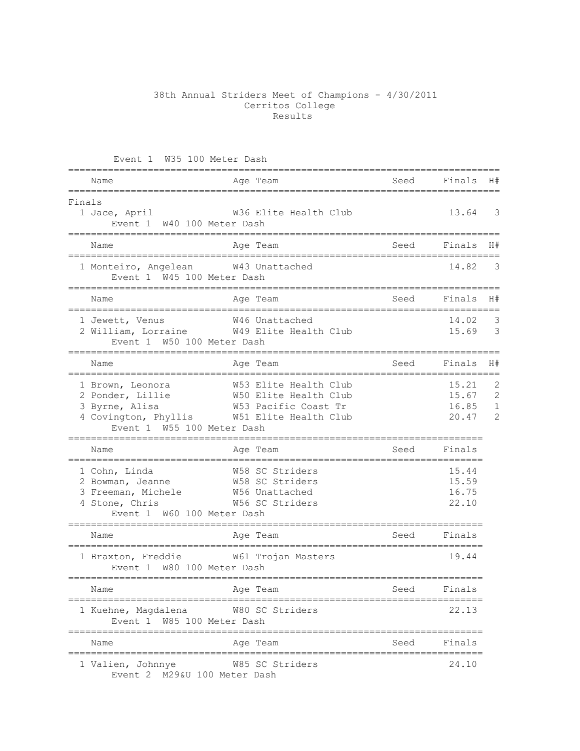# 38th Annual Striders Meet of Champions - 4/30/2011
## Cerritos College
## Results

### Event 1 W35 100 Meter Dash

| Name | Age | Team | Seed | Finals | H# |
|---|---|---|---|---|---|
| **Finals** | | | | | |
| 1 Jace, April | W36 | Elite Health Club | | 13.64 | 3 |

### Event 1 W40 100 Meter Dash

| Name | Age | Team | Seed | Finals | H# |
|---|---|---|---|---|---|
| 1 Monteiro, Angelean | W43 | Unattached | | 14.82 | 3 |

### Event 1 W45 100 Meter Dash

| Name | Age | Team | Seed | Finals | H# |
|---|---|---|---|---|---|
| 1 Jewett, Venus | W46 | Unattached | | 14.02 | 3 |
| 2 William, Lorraine | W49 | Elite Health Club | | 15.69 | 3 |

### Event 1 W50 100 Meter Dash

| Name | Age | Team | Seed | Finals | H# |
|---|---|---|---|---|---|
| 1 Brown, Leonora | W53 | Elite Health Club | | 15.21 | 2 |
| 2 Ponder, Lillie | W50 | Elite Health Club | | 15.67 | 2 |
| 3 Byrne, Alisa | W53 | Pacific Coast Tr | | 16.85 | 1 |
| 4 Covington, Phyllis | W51 | Elite Health Club | | 20.47 | 2 |

### Event 1 W55 100 Meter Dash

| Name | Age | Team | Seed | Finals |
|---|---|---|---|---|
| 1 Cohn, Linda | W58 | SC Striders | | 15.44 |
| 2 Bowman, Jeanne | W58 | SC Striders | | 15.59 |
| 3 Freeman, Michele | W56 | Unattached | | 16.75 |
| 4 Stone, Chris | W56 | SC Striders | | 22.10 |

### Event 1 W60 100 Meter Dash

| Name | Age | Team | Seed | Finals |
|---|---|---|---|---|
| 1 Braxton, Freddie | W61 | Trojan Masters | | 19.44 |

### Event 1 W80 100 Meter Dash

| Name | Age | Team | Seed | Finals |
|---|---|---|---|---|
| 1 Kuehne, Magdalena | W80 | SC Striders | | 22.13 |

### Event 1 W85 100 Meter Dash

| Name | Age | Team | Seed | Finals |
|---|---|---|---|---|
| 1 Valien, Johnnye | W85 | SC Striders | | 24.10 |

### Event 2 M29&U 100 Meter Dash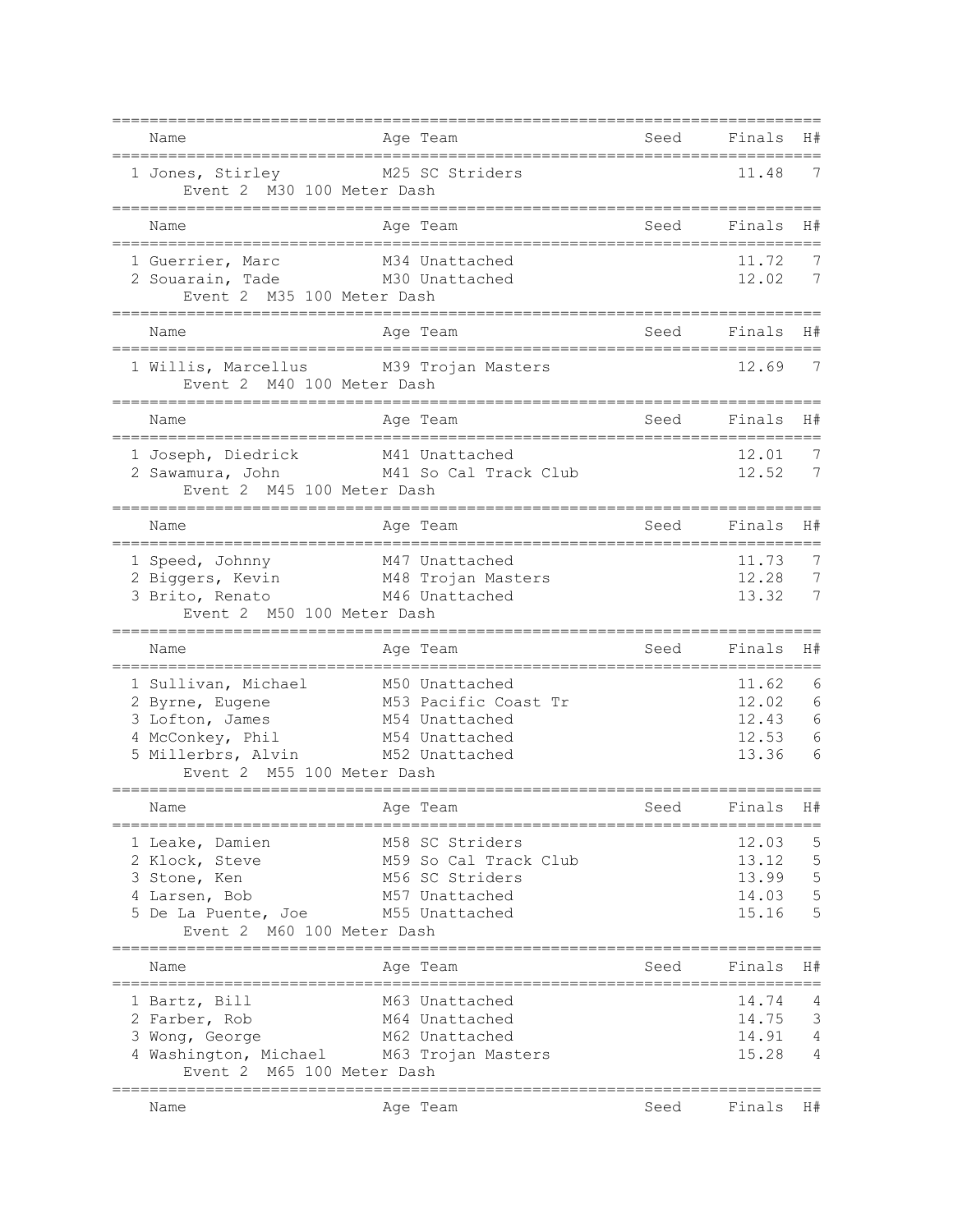| | Name | Age | Team | Seed | Finals | H# |
|---|---|---|---|---|---|---|
| 1 | Jones, Stirley | M25 | SC Striders | | 11.48 | 7 |

Event 2  M30 100 Meter Dash

| | Name | Age | Team | Seed | Finals | H# |
|---|---|---|---|---|---|---|
| 1 | Guerrier, Marc | M34 | Unattached | | 11.72 | 7 |
| 2 | Souarain, Tade | M30 | Unattached | | 12.02 | 7 |

Event 2  M35 100 Meter Dash

| | Name | Age | Team | Seed | Finals | H# |
|---|---|---|---|---|---|---|
| 1 | Willis, Marcellus | M39 | Trojan Masters | | 12.69 | 7 |

Event 2  M40 100 Meter Dash

| | Name | Age | Team | Seed | Finals | H# |
|---|---|---|---|---|---|---|
| 1 | Joseph, Diedrick | M41 | Unattached | | 12.01 | 7 |
| 2 | Sawamura, John | M41 | So Cal Track Club | | 12.52 | 7 |

Event 2  M45 100 Meter Dash

| | Name | Age | Team | Seed | Finals | H# |
|---|---|---|---|---|---|---|
| 1 | Speed, Johnny | M47 | Unattached | | 11.73 | 7 |
| 2 | Biggers, Kevin | M48 | Trojan Masters | | 12.28 | 7 |
| 3 | Brito, Renato | M46 | Unattached | | 13.32 | 7 |

Event 2  M50 100 Meter Dash

| | Name | Age | Team | Seed | Finals | H# |
|---|---|---|---|---|---|---|
| 1 | Sullivan, Michael | M50 | Unattached | | 11.62 | 6 |
| 2 | Byrne, Eugene | M53 | Pacific Coast Tr | | 12.02 | 6 |
| 3 | Lofton, James | M54 | Unattached | | 12.43 | 6 |
| 4 | McConkey, Phil | M54 | Unattached | | 12.53 | 6 |
| 5 | Millerbrs, Alvin | M52 | Unattached | | 13.36 | 6 |

Event 2  M55 100 Meter Dash

| | Name | Age | Team | Seed | Finals | H# |
|---|---|---|---|---|---|---|
| 1 | Leake, Damien | M58 | SC Striders | | 12.03 | 5 |
| 2 | Klock, Steve | M59 | So Cal Track Club | | 13.12 | 5 |
| 3 | Stone, Ken | M56 | SC Striders | | 13.99 | 5 |
| 4 | Larsen, Bob | M57 | Unattached | | 14.03 | 5 |
| 5 | De La Puente, Joe | M55 | Unattached | | 15.16 | 5 |

Event 2  M60 100 Meter Dash

| | Name | Age | Team | Seed | Finals | H# |
|---|---|---|---|---|---|---|
| 1 | Bartz, Bill | M63 | Unattached | | 14.74 | 4 |
| 2 | Farber, Rob | M64 | Unattached | | 14.75 | 3 |
| 3 | Wong, George | M62 | Unattached | | 14.91 | 4 |
| 4 | Washington, Michael | M63 | Trojan Masters | | 15.28 | 4 |

Event 2  M65 100 Meter Dash

| | Name | Age | Team | Seed | Finals | H# |
|---|---|---|---|---|---|---|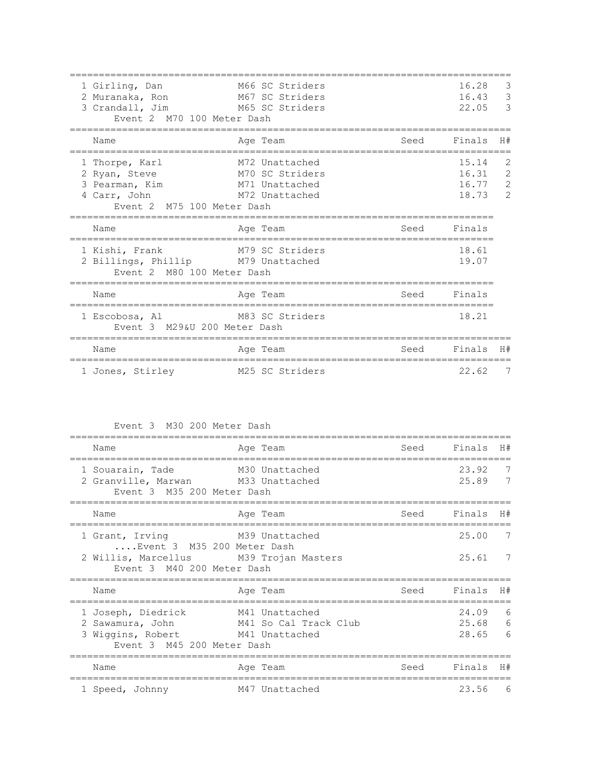| | Name | Age | Team | Seed | Finals | H# |
|---|---|---|---|---|---|---|
| 1 | Girling, Dan | M66 | SC Striders | | 16.28 | 3 |
| 2 | Muranaka, Ron | M67 | SC Striders | | 16.43 | 3 |
| 3 | Crandall, Jim | M65 | SC Striders | | 22.05 | 3 |

Event 2 M70 100 Meter Dash

| | Name | Age | Team | Seed | Finals | H# |
|---|---|---|---|---|---|---|
| 1 | Thorpe, Karl | M72 | Unattached | | 15.14 | 2 |
| 2 | Ryan, Steve | M70 | SC Striders | | 16.31 | 2 |
| 3 | Pearman, Kim | M71 | Unattached | | 16.77 | 2 |
| 4 | Carr, John | M72 | Unattached | | 18.73 | 2 |

Event 2 M75 100 Meter Dash

| | Name | Age | Team | Seed | Finals |
|---|---|---|---|---|---|
| 1 | Kishi, Frank | M79 | SC Striders | | 18.61 |
| 2 | Billings, Phillip | M79 | Unattached | | 19.07 |

Event 2 M80 100 Meter Dash

| | Name | Age | Team | Seed | Finals |
|---|---|---|---|---|---|
| 1 | Escobosa, Al | M83 | SC Striders | | 18.21 |

Event 3 M29&U 200 Meter Dash

| | Name | Age | Team | Seed | Finals | H# |
|---|---|---|---|---|---|---|
| 1 | Jones, Stirley | M25 | SC Striders | | 22.62 | 7 |

Event 3 M30 200 Meter Dash

| | Name | Age | Team | Seed | Finals | H# |
|---|---|---|---|---|---|---|
| 1 | Souarain, Tade | M30 | Unattached | | 23.92 | 7 |
| 2 | Granville, Marwan | M33 | Unattached | | 25.89 | 7 |

Event 3 M35 200 Meter Dash

| | Name | Age | Team | Seed | Finals | H# |
|---|---|---|---|---|---|---|
| 1 | Grant, Irving | M39 | Unattached | | 25.00 | 7 |
| 2 | Willis, Marcellus | M39 | Trojan Masters | | 25.61 | 7 |

Event 3 M40 200 Meter Dash

| | Name | Age | Team | Seed | Finals | H# |
|---|---|---|---|---|---|---|
| 1 | Joseph, Diedrick | M41 | Unattached | | 24.09 | 6 |
| 2 | Sawamura, John | M41 | So Cal Track Club | | 25.68 | 6 |
| 3 | Wiggins, Robert | M41 | Unattached | | 28.65 | 6 |

Event 3 M45 200 Meter Dash

| | Name | Age | Team | Seed | Finals | H# |
|---|---|---|---|---|---|---|
| 1 | Speed, Johnny | M47 | Unattached | | 23.56 | 6 |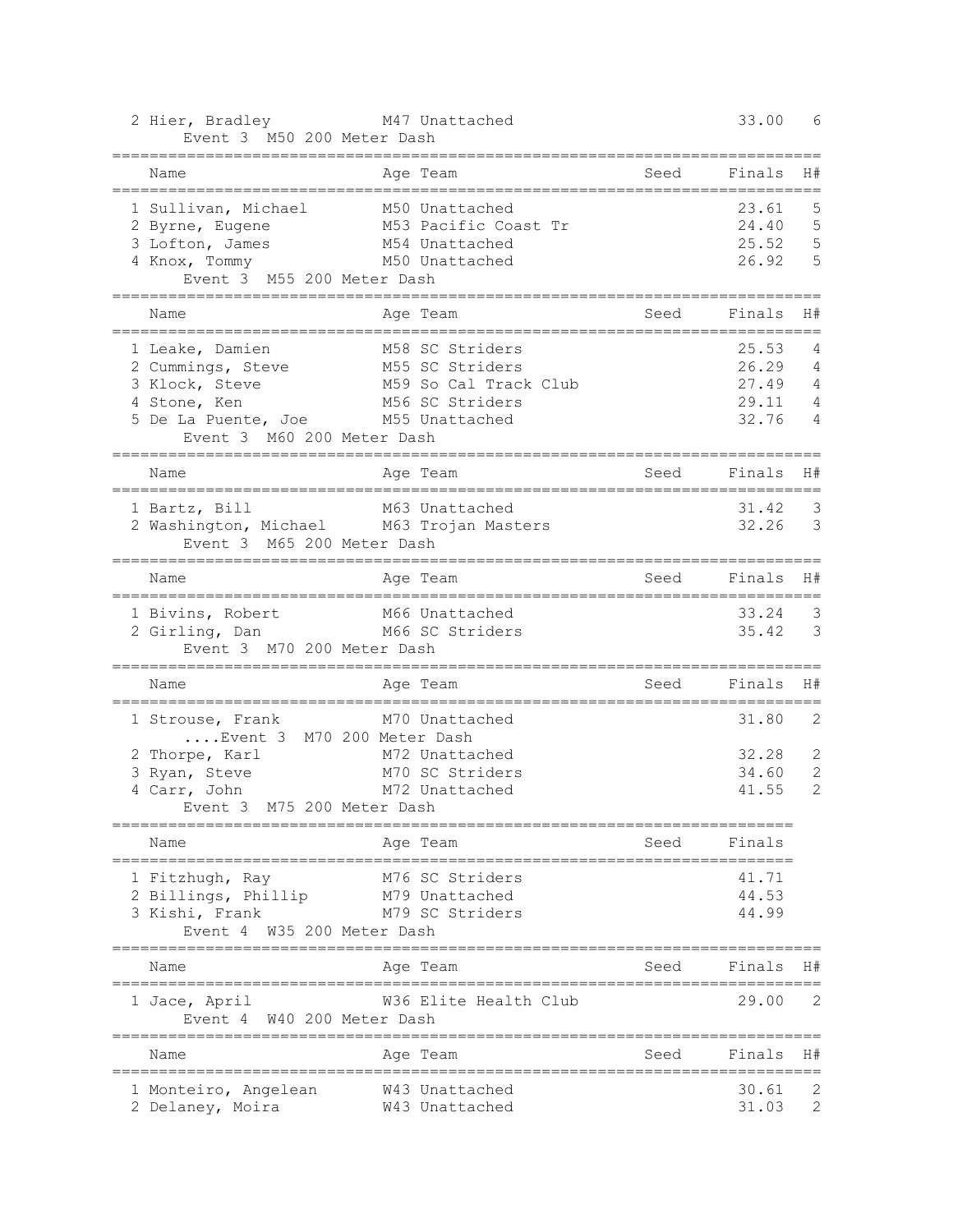| | Name | Age | Team | Seed | Finals | H# |
|---|---|---|---|---|---|---|
| 2 | Hier, Bradley | M47 | Unattached | | 33.00 | 6 |

Event 3 M50 200 Meter Dash

| | Name | Age | Team | Seed | Finals | H# |
|---|---|---|---|---|---|---|
| 1 | Sullivan, Michael | M50 | Unattached | | 23.61 | 5 |
| 2 | Byrne, Eugene | M53 | Pacific Coast Tr | | 24.40 | 5 |
| 3 | Lofton, James | M54 | Unattached | | 25.52 | 5 |
| 4 | Knox, Tommy | M50 | Unattached | | 26.92 | 5 |

Event 3 M55 200 Meter Dash

| | Name | Age | Team | Seed | Finals | H# |
|---|---|---|---|---|---|---|
| 1 | Leake, Damien | M58 | SC Striders | | 25.53 | 4 |
| 2 | Cummings, Steve | M55 | SC Striders | | 26.29 | 4 |
| 3 | Klock, Steve | M59 | So Cal Track Club | | 27.49 | 4 |
| 4 | Stone, Ken | M56 | SC Striders | | 29.11 | 4 |
| 5 | De La Puente, Joe | M55 | Unattached | | 32.76 | 4 |

Event 3 M60 200 Meter Dash

| | Name | Age | Team | Seed | Finals | H# |
|---|---|---|---|---|---|---|
| 1 | Bartz, Bill | M63 | Unattached | | 31.42 | 3 |
| 2 | Washington, Michael | M63 | Trojan Masters | | 32.26 | 3 |

Event 3 M65 200 Meter Dash

| | Name | Age | Team | Seed | Finals | H# |
|---|---|---|---|---|---|---|
| 1 | Bivins, Robert | M66 | Unattached | | 33.24 | 3 |
| 2 | Girling, Dan | M66 | SC Striders | | 35.42 | 3 |

Event 3 M70 200 Meter Dash

| | Name | Age | Team | Seed | Finals | H# |
|---|---|---|---|---|---|---|
| 1 | Strouse, Frank | M70 | Unattached | | 31.80 | 2 |

....Event 3 M70 200 Meter Dash

| | Name | Age | Team | Seed | Finals | H# |
|---|---|---|---|---|---|---|
| 2 | Thorpe, Karl | M72 | Unattached | | 32.28 | 2 |
| 3 | Ryan, Steve | M70 | SC Striders | | 34.60 | 2 |
| 4 | Carr, John | M72 | Unattached | | 41.55 | 2 |

Event 3 M75 200 Meter Dash

| | Name | Age | Team | Seed | Finals |
|---|---|---|---|---|---|
| 1 | Fitzhugh, Ray | M76 | SC Striders | | 41.71 |
| 2 | Billings, Phillip | M79 | Unattached | | 44.53 |
| 3 | Kishi, Frank | M79 | SC Striders | | 44.99 |

Event 4 W35 200 Meter Dash

| | Name | Age | Team | Seed | Finals | H# |
|---|---|---|---|---|---|---|
| 1 | Jace, April | W36 | Elite Health Club | | 29.00 | 2 |

Event 4 W40 200 Meter Dash

| | Name | Age | Team | Seed | Finals | H# |
|---|---|---|---|---|---|---|
| 1 | Monteiro, Angelean | W43 | Unattached | | 30.61 | 2 |
| 2 | Delaney, Moira | W43 | Unattached | | 31.03 | 2 |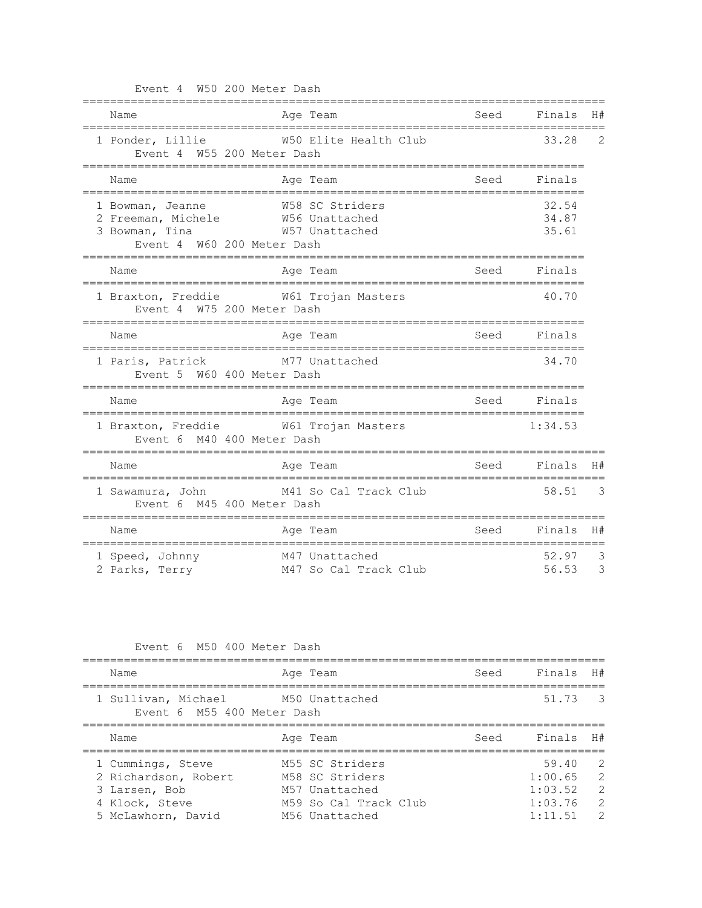Event 4 W50 200 Meter Dash

| | Name | Age | Team | Seed | Finals | H# |
|---|---|---|---|---|---|---|
| 1 | Ponder, Lillie | W50 | Elite Health Club | | 33.28 | 2 |

Event 4 W55 200 Meter Dash

| | Name | Age | Team | Seed | Finals |
|---|---|---|---|---|---|
| 1 | Bowman, Jeanne | W58 | SC Striders | | 32.54 |
| 2 | Freeman, Michele | W56 | Unattached | | 34.87 |
| 3 | Bowman, Tina | W57 | Unattached | | 35.61 |

Event 4 W60 200 Meter Dash

| | Name | Age | Team | Seed | Finals |
|---|---|---|---|---|---|
| 1 | Braxton, Freddie | W61 | Trojan Masters | | 40.70 |

Event 4 W75 200 Meter Dash

| | Name | Age | Team | Seed | Finals |
|---|---|---|---|---|---|
| 1 | Paris, Patrick | M77 | Unattached | | 34.70 |

Event 5 W60 400 Meter Dash

| | Name | Age | Team | Seed | Finals |
|---|---|---|---|---|---|
| 1 | Braxton, Freddie | W61 | Trojan Masters | | 1:34.53 |

Event 6 M40 400 Meter Dash

| | Name | Age | Team | Seed | Finals | H# |
|---|---|---|---|---|---|---|
| 1 | Sawamura, John | M41 | So Cal Track Club | | 58.51 | 3 |

Event 6 M45 400 Meter Dash

| | Name | Age | Team | Seed | Finals | H# |
|---|---|---|---|---|---|---|
| 1 | Speed, Johnny | M47 | Unattached | | 52.97 | 3 |
| 2 | Parks, Terry | M47 | So Cal Track Club | | 56.53 | 3 |

Event 6 M50 400 Meter Dash

| | Name | Age | Team | Seed | Finals | H# |
|---|---|---|---|---|---|---|
| 1 | Sullivan, Michael | M50 | Unattached | | 51.73 | 3 |

Event 6 M55 400 Meter Dash

| | Name | Age | Team | Seed | Finals | H# |
|---|---|---|---|---|---|---|
| 1 | Cummings, Steve | M55 | SC Striders | | 59.40 | 2 |
| 2 | Richardson, Robert | M58 | SC Striders | | 1:00.65 | 2 |
| 3 | Larsen, Bob | M57 | Unattached | | 1:03.52 | 2 |
| 4 | Klock, Steve | M59 | So Cal Track Club | | 1:03.76 | 2 |
| 5 | McLawhorn, David | M56 | Unattached | | 1:11.51 | 2 |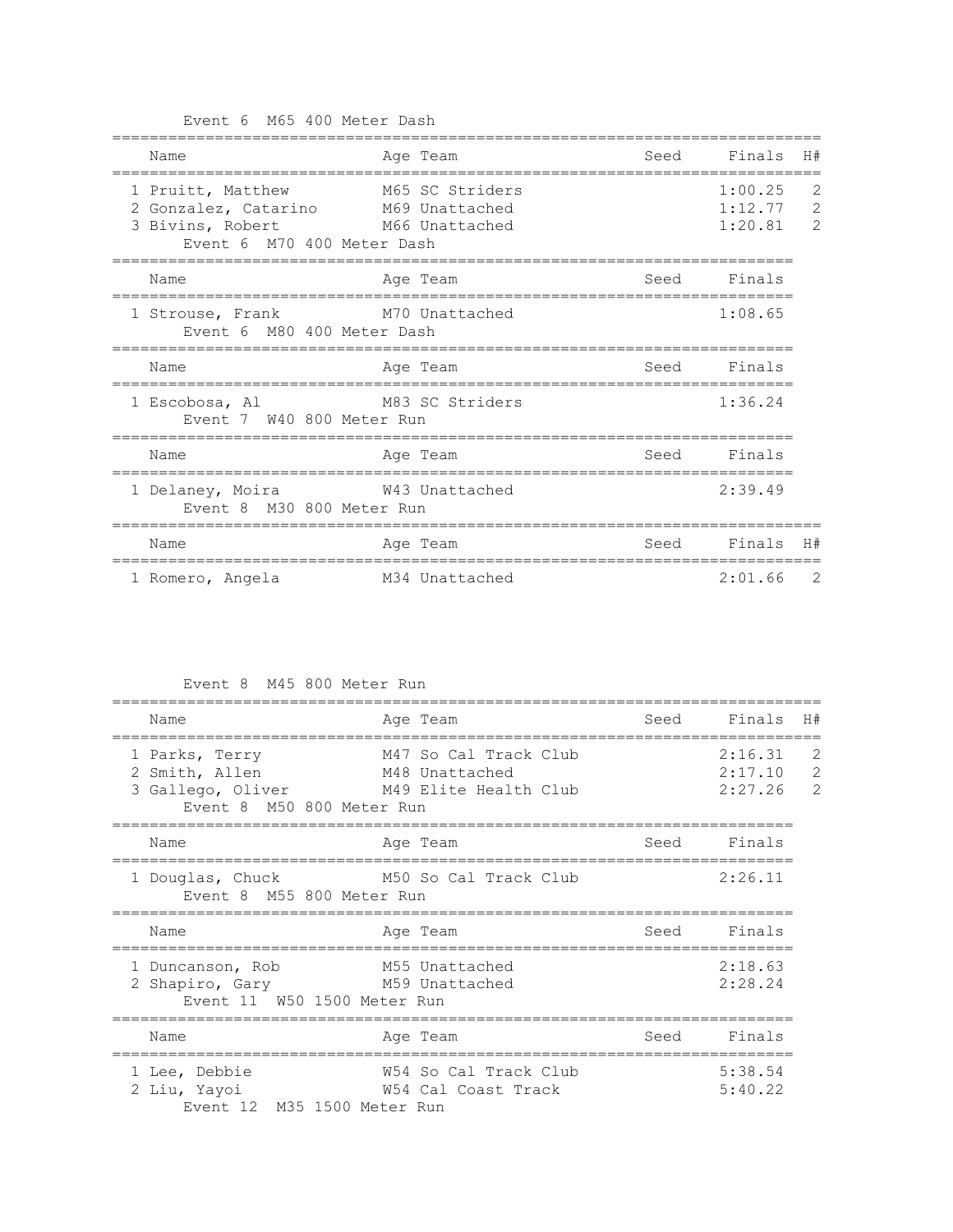Event 6 M65 400 Meter Dash

| | Name | Age | Team | Seed | Finals | H# |
|---|---|---|---|---|---|---|
| 1 | Pruitt, Matthew | M65 | SC Striders | | 1:00.25 | 2 |
| 2 | Gonzalez, Catarino | M69 | Unattached | | 1:12.77 | 2 |
| 3 | Bivins, Robert | M66 | Unattached | | 1:20.81 | 2 |

Event 6 M70 400 Meter Dash

| | Name | Age | Team | Seed | Finals |
|---|---|---|---|---|---|
| 1 | Strouse, Frank | M70 | Unattached | | 1:08.65 |

Event 6 M80 400 Meter Dash

| | Name | Age | Team | Seed | Finals |
|---|---|---|---|---|---|
| 1 | Escobosa, Al | M83 | SC Striders | | 1:36.24 |

Event 7 W40 800 Meter Run

| | Name | Age | Team | Seed | Finals |
|---|---|---|---|---|---|
| 1 | Delaney, Moira | W43 | Unattached | | 2:39.49 |

Event 8 M30 800 Meter Run

| | Name | Age | Team | Seed | Finals | H# |
|---|---|---|---|---|---|---|
| 1 | Romero, Angela | M34 | Unattached | | 2:01.66 | 2 |

Event 8 M45 800 Meter Run

| | Name | Age | Team | Seed | Finals | H# |
|---|---|---|---|---|---|---|
| 1 | Parks, Terry | M47 | So Cal Track Club | | 2:16.31 | 2 |
| 2 | Smith, Allen | M48 | Unattached | | 2:17.10 | 2 |
| 3 | Gallego, Oliver | M49 | Elite Health Club | | 2:27.26 | 2 |

Event 8 M50 800 Meter Run

| | Name | Age | Team | Seed | Finals |
|---|---|---|---|---|---|
| 1 | Douglas, Chuck | M50 | So Cal Track Club | | 2:26.11 |

Event 8 M55 800 Meter Run

| | Name | Age | Team | Seed | Finals |
|---|---|---|---|---|---|
| 1 | Duncanson, Rob | M55 | Unattached | | 2:18.63 |
| 2 | Shapiro, Gary | M59 | Unattached | | 2:28.24 |

Event 11 W50 1500 Meter Run

| | Name | Age | Team | Seed | Finals |
|---|---|---|---|---|---|
| 1 | Lee, Debbie | W54 | So Cal Track Club | | 5:38.54 |
| 2 | Liu, Yayoi | W54 | Cal Coast Track | | 5:40.22 |

Event 12 M35 1500 Meter Run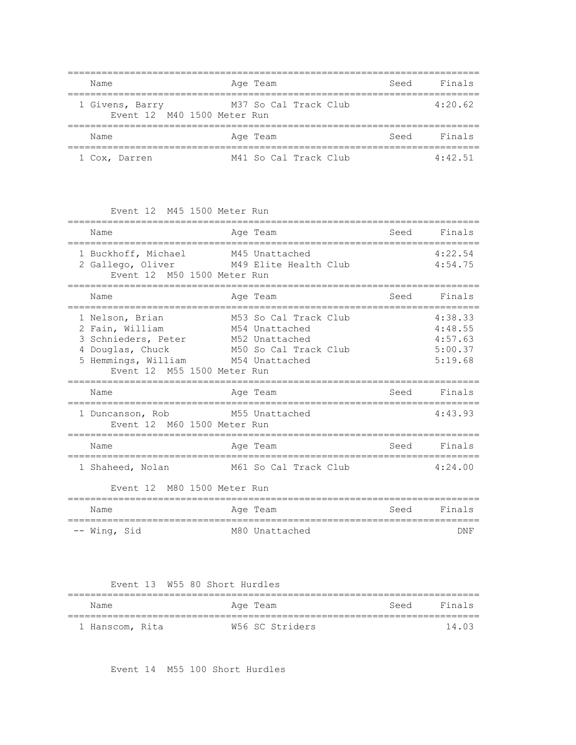| Name | Age | Team | Seed | Finals |
|---|---|---|---|---|
| 1 Givens, Barry | M37 | So Cal Track Club | | 4:20.62 |

Event 12 M40 1500 Meter Run

| Name | Age | Team | Seed | Finals |
|---|---|---|---|---|
| 1 Cox, Darren | M41 | So Cal Track Club | | 4:42.51 |

Event 12 M45 1500 Meter Run

| Name | Age | Team | Seed | Finals |
|---|---|---|---|---|
| 1 Buckhoff, Michael | M45 | Unattached | | 4:22.54 |
| 2 Gallego, Oliver | M49 | Elite Health Club | | 4:54.75 |

Event 12 M50 1500 Meter Run

| Name | Age | Team | Seed | Finals |
|---|---|---|---|---|
| 1 Nelson, Brian | M53 | So Cal Track Club | | 4:38.33 |
| 2 Fain, William | M54 | Unattached | | 4:48.55 |
| 3 Schnieders, Peter | M52 | Unattached | | 4:57.63 |
| 4 Douglas, Chuck | M50 | So Cal Track Club | | 5:00.37 |
| 5 Hemmings, William | M54 | Unattached | | 5:19.68 |

Event 12 M55 1500 Meter Run

| Name | Age | Team | Seed | Finals |
|---|---|---|---|---|
| 1 Duncanson, Rob | M55 | Unattached | | 4:43.93 |

Event 12 M60 1500 Meter Run

| Name | Age | Team | Seed | Finals |
|---|---|---|---|---|
| 1 Shaheed, Nolan | M61 | So Cal Track Club | | 4:24.00 |

Event 12 M80 1500 Meter Run

| Name | Age | Team | Seed | Finals |
|---|---|---|---|---|
| -- Wing, Sid | M80 | Unattached | | DNF |

Event 13 W55 80 Short Hurdles

| Name | Age | Team | Seed | Finals |
|---|---|---|---|---|
| 1 Hanscom, Rita | W56 | SC Striders | | 14.03 |

Event 14 M55 100 Short Hurdles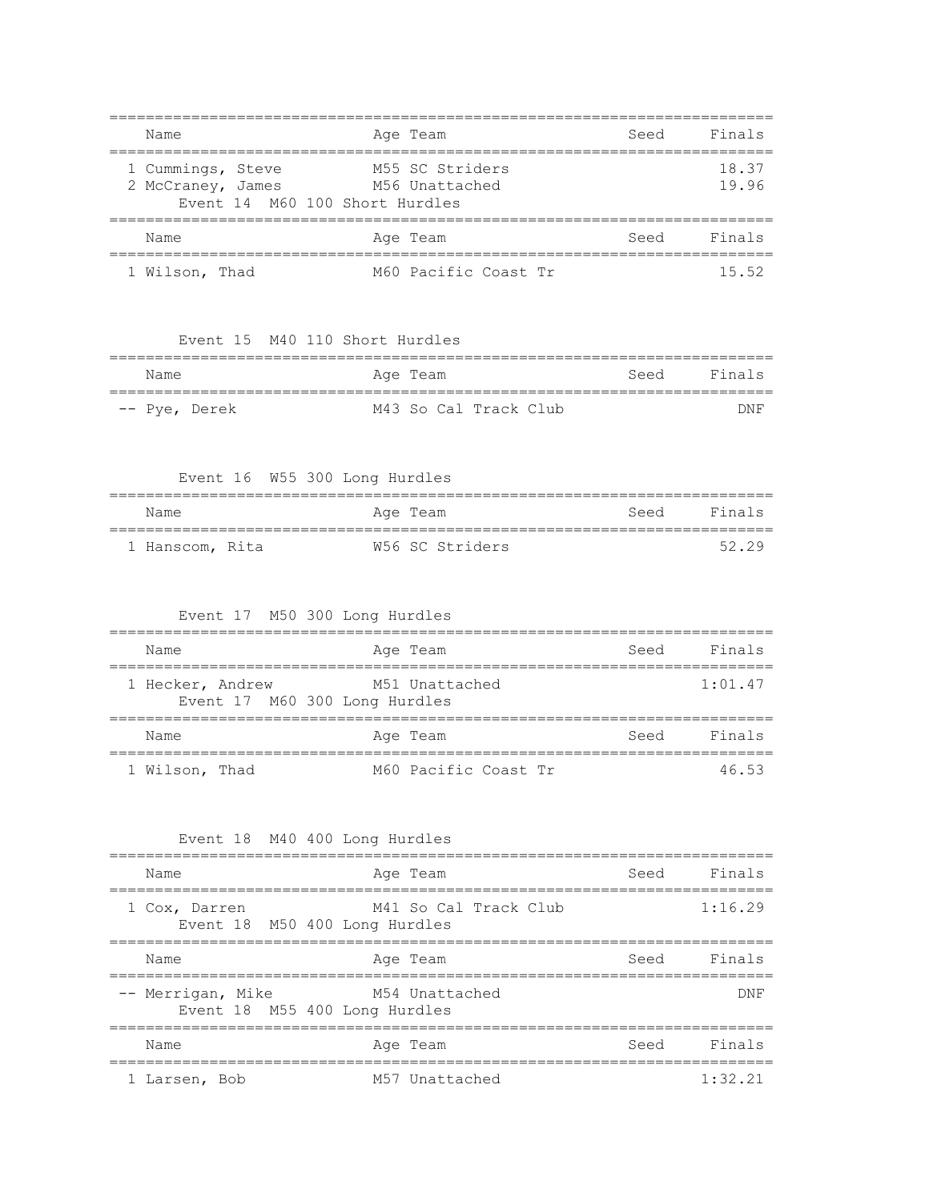| Name | Age | Team | Seed | Finals |
|---|---|---|---|---|
| 1 Cummings, Steve | M55 | SC Striders | | 18.37 |
| 2 McCraney, James | M56 | Unattached | | 19.96 |

Event 14 M60 100 Short Hurdles

| Name | Age | Team | Seed | Finals |
|---|---|---|---|---|
| 1 Wilson, Thad | M60 | Pacific Coast Tr | | 15.52 |

Event 15 M40 110 Short Hurdles

| Name | Age | Team | Seed | Finals |
|---|---|---|---|---|
| -- Pye, Derek | M43 | So Cal Track Club | | DNF |

Event 16 W55 300 Long Hurdles

| Name | Age | Team | Seed | Finals |
|---|---|---|---|---|
| 1 Hanscom, Rita | W56 | SC Striders | | 52.29 |

Event 17 M50 300 Long Hurdles

| Name | Age | Team | Seed | Finals |
|---|---|---|---|---|
| 1 Hecker, Andrew | M51 | Unattached | | 1:01.47 |

Event 17 M60 300 Long Hurdles

| Name | Age | Team | Seed | Finals |
|---|---|---|---|---|
| 1 Wilson, Thad | M60 | Pacific Coast Tr | | 46.53 |

Event 18 M40 400 Long Hurdles

| Name | Age | Team | Seed | Finals |
|---|---|---|---|---|
| 1 Cox, Darren | M41 | So Cal Track Club | | 1:16.29 |

Event 18 M50 400 Long Hurdles

| Name | Age | Team | Seed | Finals |
|---|---|---|---|---|
| -- Merrigan, Mike | M54 | Unattached | | DNF |

Event 18 M55 400 Long Hurdles

| Name | Age | Team | Seed | Finals |
|---|---|---|---|---|
| 1 Larsen, Bob | M57 | Unattached | | 1:32.21 |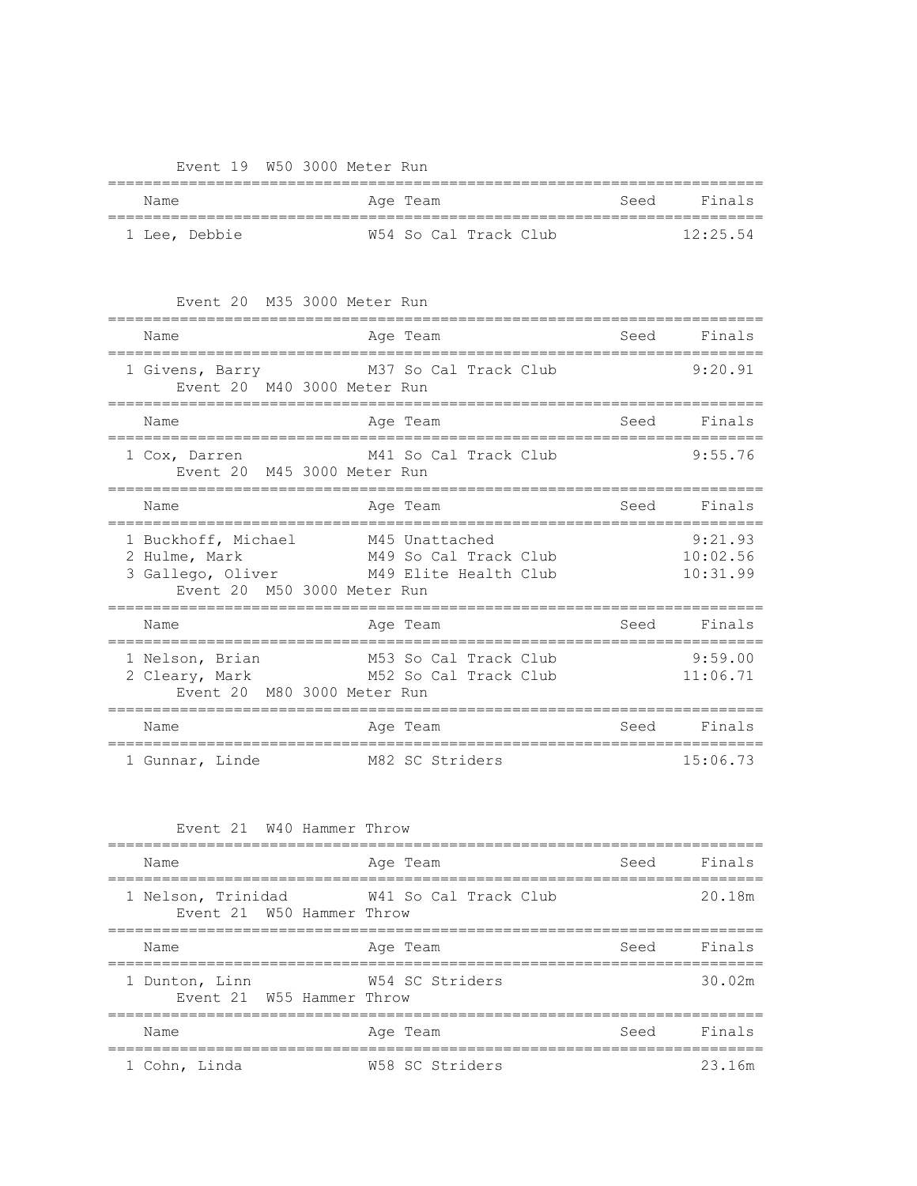### Event 19 W50 3000 Meter Run

| Name | Age | Team | Seed | Finals |
|---|---|---|---|---|
| 1 Lee, Debbie | W54 | So Cal Track Club | | 12:25.54 |

### Event 20 M35 3000 Meter Run

| Name | Age | Team | Seed | Finals |
|---|---|---|---|---|
| 1 Givens, Barry | M37 | So Cal Track Club | | 9:20.91 |

### Event 20 M40 3000 Meter Run

| Name | Age | Team | Seed | Finals |
|---|---|---|---|---|
| 1 Cox, Darren | M41 | So Cal Track Club | | 9:55.76 |

### Event 20 M45 3000 Meter Run

| Name | Age | Team | Seed | Finals |
|---|---|---|---|---|
| 1 Buckhoff, Michael | M45 | Unattached | | 9:21.93 |
| 2 Hulme, Mark | M49 | So Cal Track Club | | 10:02.56 |
| 3 Gallego, Oliver | M49 | Elite Health Club | | 10:31.99 |

### Event 20 M50 3000 Meter Run

| Name | Age | Team | Seed | Finals |
|---|---|---|---|---|
| 1 Nelson, Brian | M53 | So Cal Track Club | | 9:59.00 |
| 2 Cleary, Mark | M52 | So Cal Track Club | | 11:06.71 |

### Event 20 M80 3000 Meter Run

| Name | Age | Team | Seed | Finals |
|---|---|---|---|---|
| 1 Gunnar, Linde | M82 | SC Striders | | 15:06.73 |

### Event 21 W40 Hammer Throw

| Name | Age | Team | Seed | Finals |
|---|---|---|---|---|
| 1 Nelson, Trinidad | W41 | So Cal Track Club | | 20.18m |

### Event 21 W50 Hammer Throw

| Name | Age | Team | Seed | Finals |
|---|---|---|---|---|
| 1 Dunton, Linn | W54 | SC Striders | | 30.02m |

### Event 21 W55 Hammer Throw

| Name | Age | Team | Seed | Finals |
|---|---|---|---|---|
| 1 Cohn, Linda | W58 | SC Striders | | 23.16m |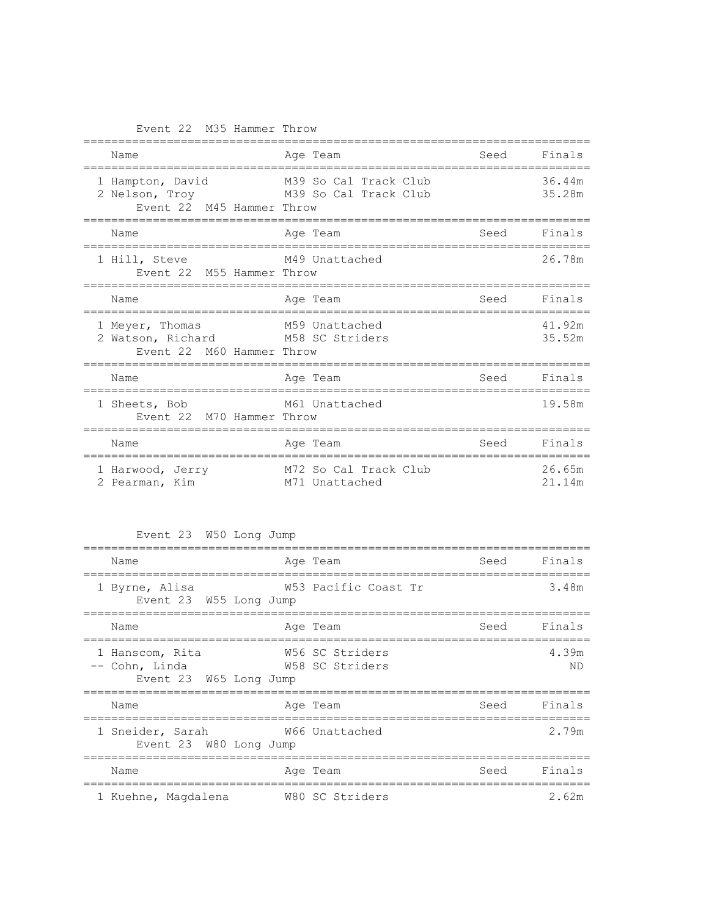### Event 22 M35 Hammer Throw

| | Name | Age | Team | Seed | Finals |
|---|---|---|---|---|---|
| 1 | Hampton, David | M39 | So Cal Track Club | | 36.44m |
| 2 | Nelson, Troy | M39 | So Cal Track Club | | 35.28m |

### Event 22 M45 Hammer Throw

| | Name | Age | Team | Seed | Finals |
|---|---|---|---|---|---|
| 1 | Hill, Steve | M49 | Unattached | | 26.78m |

### Event 22 M55 Hammer Throw

| | Name | Age | Team | Seed | Finals |
|---|---|---|---|---|---|
| 1 | Meyer, Thomas | M59 | Unattached | | 41.92m |
| 2 | Watson, Richard | M58 | SC Striders | | 35.52m |

### Event 22 M60 Hammer Throw

| | Name | Age | Team | Seed | Finals |
|---|---|---|---|---|---|
| 1 | Sheets, Bob | M61 | Unattached | | 19.58m |

### Event 22 M70 Hammer Throw

| | Name | Age | Team | Seed | Finals |
|---|---|---|---|---|---|
| 1 | Harwood, Jerry | M72 | So Cal Track Club | | 26.65m |
| 2 | Pearman, Kim | M71 | Unattached | | 21.14m |

### Event 23 W50 Long Jump

| | Name | Age | Team | Seed | Finals |
|---|---|---|---|---|---|
| 1 | Byrne, Alisa | W53 | Pacific Coast Tr | | 3.48m |

### Event 23 W55 Long Jump

| | Name | Age | Team | Seed | Finals |
|---|---|---|---|---|---|
| 1 | Hanscom, Rita | W56 | SC Striders | | 4.39m |
| -- | Cohn, Linda | W58 | SC Striders | | ND |

### Event 23 W65 Long Jump

| | Name | Age | Team | Seed | Finals |
|---|---|---|---|---|---|
| 1 | Sneider, Sarah | W66 | Unattached | | 2.79m |

### Event 23 W80 Long Jump

| | Name | Age | Team | Seed | Finals |
|---|---|---|---|---|---|
| 1 | Kuehne, Magdalena | W80 | SC Striders | | 2.62m |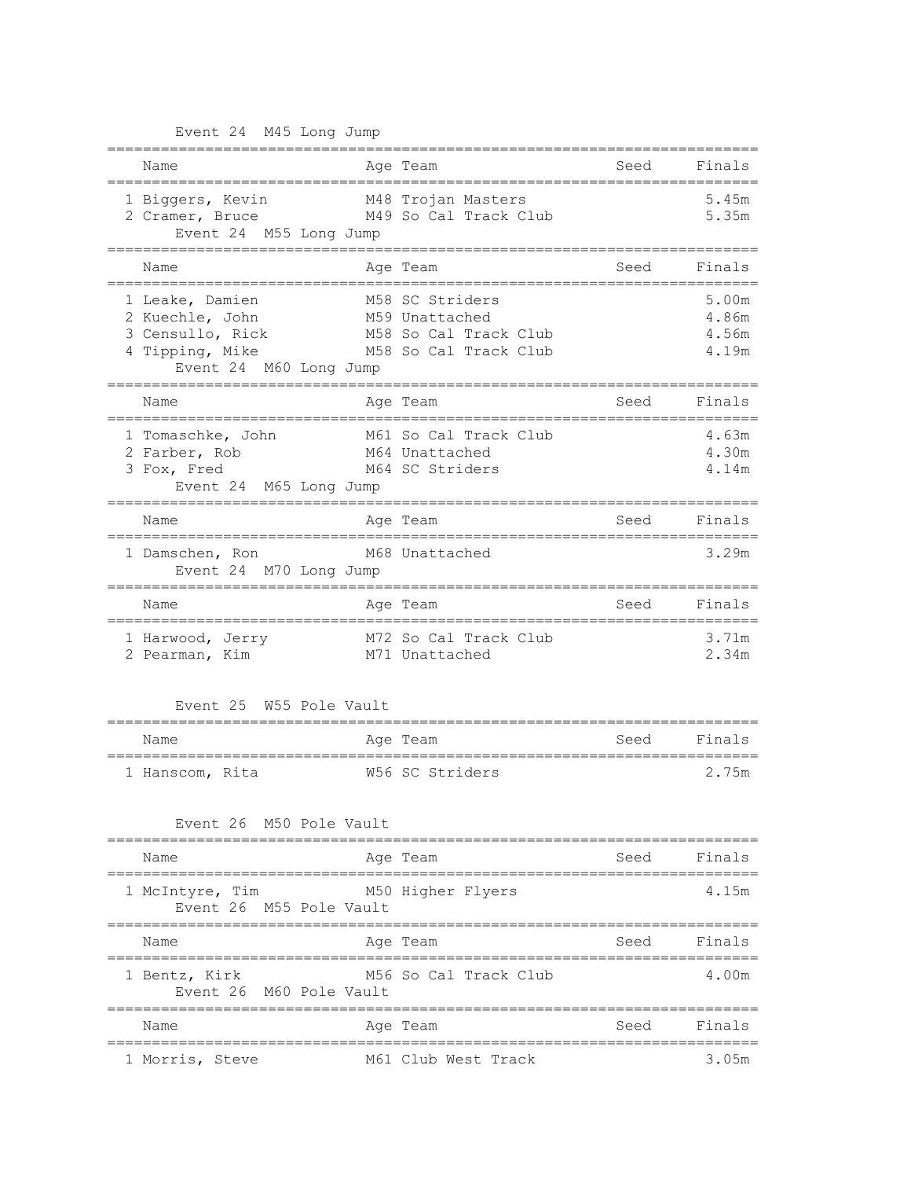### Event 24 M45 Long Jump

| | Name | Age | Team | Seed | Finals |
|---|---|---|---|---|---|
| 1 | Biggers, Kevin | M48 | Trojan Masters | | 5.45m |
| 2 | Cramer, Bruce | M49 | So Cal Track Club | | 5.35m |

### Event 24 M55 Long Jump

| | Name | Age | Team | Seed | Finals |
|---|---|---|---|---|---|
| 1 | Leake, Damien | M58 | SC Striders | | 5.00m |
| 2 | Kuechle, John | M59 | Unattached | | 4.86m |
| 3 | Censullo, Rick | M58 | So Cal Track Club | | 4.56m |
| 4 | Tipping, Mike | M58 | So Cal Track Club | | 4.19m |

### Event 24 M60 Long Jump

| | Name | Age | Team | Seed | Finals |
|---|---|---|---|---|---|
| 1 | Tomaschke, John | M61 | So Cal Track Club | | 4.63m |
| 2 | Farber, Rob | M64 | Unattached | | 4.30m |
| 3 | Fox, Fred | M64 | SC Striders | | 4.14m |

### Event 24 M65 Long Jump

| | Name | Age | Team | Seed | Finals |
|---|---|---|---|---|---|
| 1 | Damschen, Ron | M68 | Unattached | | 3.29m |

### Event 24 M70 Long Jump

| | Name | Age | Team | Seed | Finals |
|---|---|---|---|---|---|
| 1 | Harwood, Jerry | M72 | So Cal Track Club | | 3.71m |
| 2 | Pearman, Kim | M71 | Unattached | | 2.34m |

### Event 25 W55 Pole Vault

| | Name | Age | Team | Seed | Finals |
|---|---|---|---|---|---|
| 1 | Hanscom, Rita | W56 | SC Striders | | 2.75m |

### Event 26 M50 Pole Vault

| | Name | Age | Team | Seed | Finals |
|---|---|---|---|---|---|
| 1 | McIntyre, Tim | M50 | Higher Flyers | | 4.15m |

### Event 26 M55 Pole Vault

| | Name | Age | Team | Seed | Finals |
|---|---|---|---|---|---|
| 1 | Bentz, Kirk | M56 | So Cal Track Club | | 4.00m |

### Event 26 M60 Pole Vault

| | Name | Age | Team | Seed | Finals |
|---|---|---|---|---|---|
| 1 | Morris, Steve | M61 | Club West Track | | 3.05m |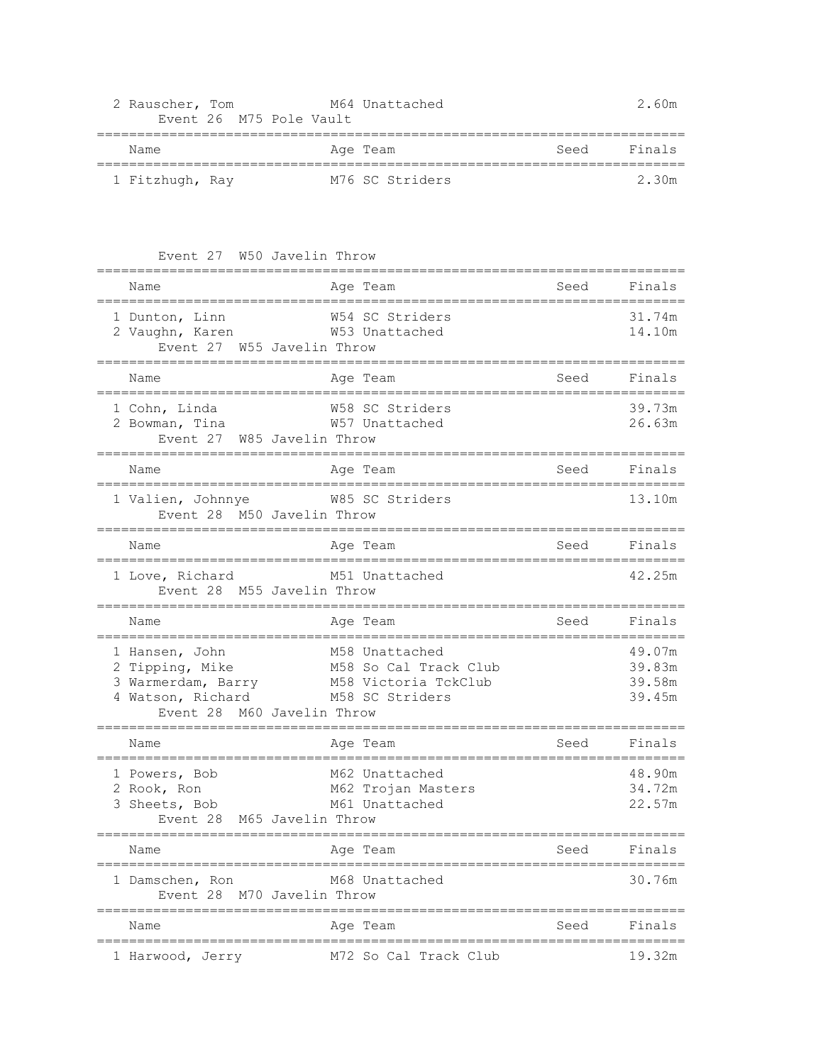| Name | Age | Team | Seed | Finals |
|---|---|---|---|---|
| 2 Rauscher, Tom | M64 | Unattached | | 2.60m |

Event 26 M75 Pole Vault

| Name | Age | Team | Seed | Finals |
|---|---|---|---|---|
| 1 Fitzhugh, Ray | M76 | SC Striders | | 2.30m |

Event 27 W50 Javelin Throw

| Name | Age | Team | Seed | Finals |
|---|---|---|---|---|
| 1 Dunton, Linn | W54 | SC Striders | | 31.74m |
| 2 Vaughn, Karen | W53 | Unattached | | 14.10m |

Event 27 W55 Javelin Throw

| Name | Age | Team | Seed | Finals |
|---|---|---|---|---|
| 1 Cohn, Linda | W58 | SC Striders | | 39.73m |
| 2 Bowman, Tina | W57 | Unattached | | 26.63m |

Event 27 W85 Javelin Throw

| Name | Age | Team | Seed | Finals |
|---|---|---|---|---|
| 1 Valien, Johnnye | W85 | SC Striders | | 13.10m |

Event 28 M50 Javelin Throw

| Name | Age | Team | Seed | Finals |
|---|---|---|---|---|
| 1 Love, Richard | M51 | Unattached | | 42.25m |

Event 28 M55 Javelin Throw

| Name | Age | Team | Seed | Finals |
|---|---|---|---|---|
| 1 Hansen, John | M58 | Unattached | | 49.07m |
| 2 Tipping, Mike | M58 | So Cal Track Club | | 39.83m |
| 3 Warmerdam, Barry | M58 | Victoria TckClub | | 39.58m |
| 4 Watson, Richard | M58 | SC Striders | | 39.45m |

Event 28 M60 Javelin Throw

| Name | Age | Team | Seed | Finals |
|---|---|---|---|---|
| 1 Powers, Bob | M62 | Unattached | | 48.90m |
| 2 Rook, Ron | M62 | Trojan Masters | | 34.72m |
| 3 Sheets, Bob | M61 | Unattached | | 22.57m |

Event 28 M65 Javelin Throw

| Name | Age | Team | Seed | Finals |
|---|---|---|---|---|
| 1 Damschen, Ron | M68 | Unattached | | 30.76m |

Event 28 M70 Javelin Throw

| Name | Age | Team | Seed | Finals |
|---|---|---|---|---|
| 1 Harwood, Jerry | M72 | So Cal Track Club | | 19.32m |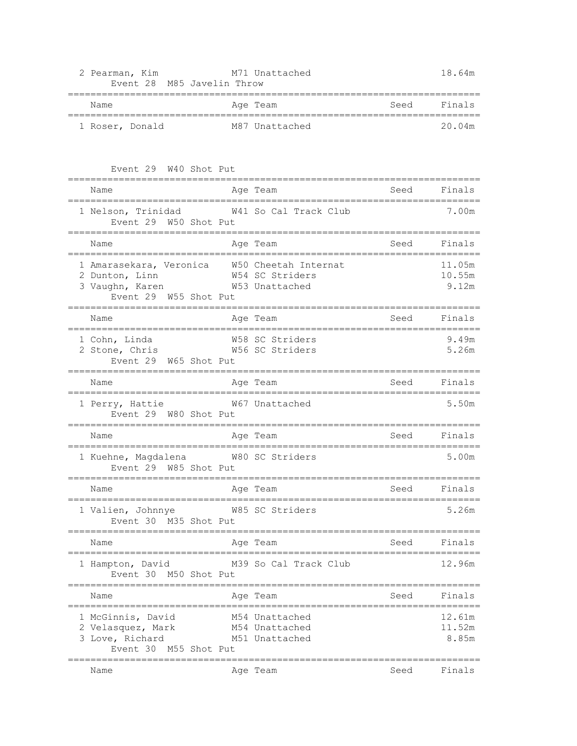| | Name | Age | Team | Seed | Finals |
|---|---|---|---|---|---|
| 2 | Pearman, Kim | M71 | Unattached | | 18.64m |

Event 28 M85 Javelin Throw

| | Name | Age | Team | Seed | Finals |
|---|---|---|---|---|---|
| 1 | Roser, Donald | M87 | Unattached | | 20.04m |

Event 29 W40 Shot Put

| | Name | Age | Team | Seed | Finals |
|---|---|---|---|---|---|
| 1 | Nelson, Trinidad | W41 | So Cal Track Club | | 7.00m |

Event 29 W50 Shot Put

| | Name | Age | Team | Seed | Finals |
|---|---|---|---|---|---|
| 1 | Amarasekara, Veronica | W50 | Cheetah Internat | | 11.05m |
| 2 | Dunton, Linn | W54 | SC Striders | | 10.55m |
| 3 | Vaughn, Karen | W53 | Unattached | | 9.12m |

Event 29 W55 Shot Put

| | Name | Age | Team | Seed | Finals |
|---|---|---|---|---|---|
| 1 | Cohn, Linda | W58 | SC Striders | | 9.49m |
| 2 | Stone, Chris | W56 | SC Striders | | 5.26m |

Event 29 W65 Shot Put

| | Name | Age | Team | Seed | Finals |
|---|---|---|---|---|---|
| 1 | Perry, Hattie | W67 | Unattached | | 5.50m |

Event 29 W80 Shot Put

| | Name | Age | Team | Seed | Finals |
|---|---|---|---|---|---|
| 1 | Kuehne, Magdalena | W80 | SC Striders | | 5.00m |

Event 29 W85 Shot Put

| | Name | Age | Team | Seed | Finals |
|---|---|---|---|---|---|
| 1 | Valien, Johnnye | W85 | SC Striders | | 5.26m |

Event 30 M35 Shot Put

| | Name | Age | Team | Seed | Finals |
|---|---|---|---|---|---|
| 1 | Hampton, David | M39 | So Cal Track Club | | 12.96m |

Event 30 M50 Shot Put

| | Name | Age | Team | Seed | Finals |
|---|---|---|---|---|---|
| 1 | McGinnis, David | M54 | Unattached | | 12.61m |
| 2 | Velasquez, Mark | M54 | Unattached | | 11.52m |
| 3 | Love, Richard | M51 | Unattached | | 8.85m |

Event 30 M55 Shot Put

| | Name | Age | Team | Seed | Finals |
|---|---|---|---|---|---|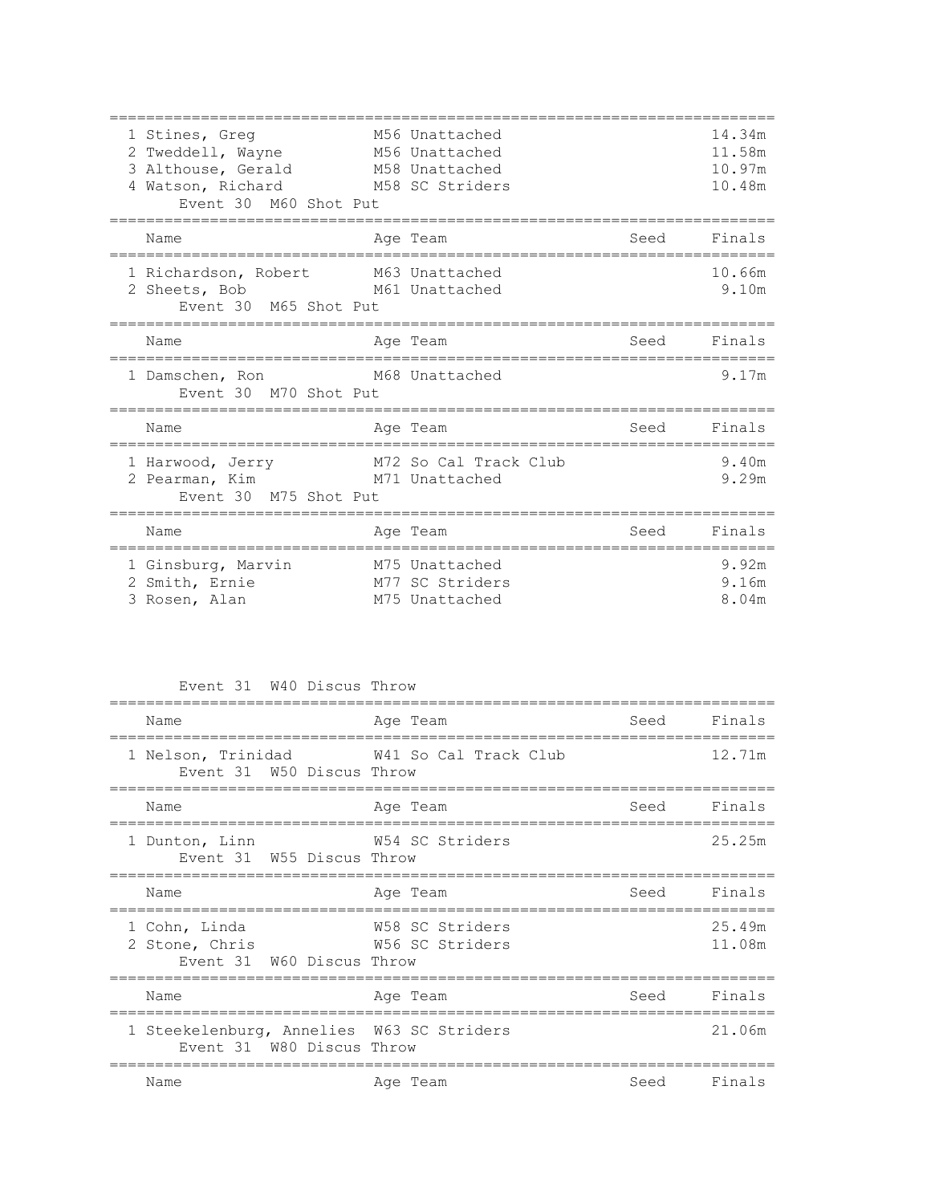| Place | Name | Age | Team | Seed | Finals |
| --- | --- | --- | --- | --- | --- |
| 1 | Stines, Greg | M56 | Unattached | | 14.34m |
| 2 | Tweddell, Wayne | M56 | Unattached | | 11.58m |
| 3 | Althouse, Gerald | M58 | Unattached | | 10.97m |
| 4 | Watson, Richard | M58 | SC Striders | | 10.48m |

Event 30 M60 Shot Put

| Place | Name | Age | Team | Seed | Finals |
| --- | --- | --- | --- | --- | --- |
| 1 | Richardson, Robert | M63 | Unattached | | 10.66m |
| 2 | Sheets, Bob | M61 | Unattached | | 9.10m |

Event 30 M65 Shot Put

| Place | Name | Age | Team | Seed | Finals |
| --- | --- | --- | --- | --- | --- |
| 1 | Damschen, Ron | M68 | Unattached | | 9.17m |

Event 30 M70 Shot Put

| Place | Name | Age | Team | Seed | Finals |
| --- | --- | --- | --- | --- | --- |
| 1 | Harwood, Jerry | M72 | So Cal Track Club | | 9.40m |
| 2 | Pearman, Kim | M71 | Unattached | | 9.29m |

Event 30 M75 Shot Put

| Place | Name | Age | Team | Seed | Finals |
| --- | --- | --- | --- | --- | --- |
| 1 | Ginsburg, Marvin | M75 | Unattached | | 9.92m |
| 2 | Smith, Ernie | M77 | SC Striders | | 9.16m |
| 3 | Rosen, Alan | M75 | Unattached | | 8.04m |

Event 31 W40 Discus Throw

| Place | Name | Age | Team | Seed | Finals |
| --- | --- | --- | --- | --- | --- |
| 1 | Nelson, Trinidad | W41 | So Cal Track Club | | 12.71m |

Event 31 W50 Discus Throw

| Place | Name | Age | Team | Seed | Finals |
| --- | --- | --- | --- | --- | --- |
| 1 | Dunton, Linn | W54 | SC Striders | | 25.25m |

Event 31 W55 Discus Throw

| Place | Name | Age | Team | Seed | Finals |
| --- | --- | --- | --- | --- | --- |
| 1 | Cohn, Linda | W58 | SC Striders | | 25.49m |
| 2 | Stone, Chris | W56 | SC Striders | | 11.08m |

Event 31 W60 Discus Throw

| Place | Name | Age | Team | Seed | Finals |
| --- | --- | --- | --- | --- | --- |
| 1 | Steekelenburg, Annelies | W63 | SC Striders | | 21.06m |

Event 31 W80 Discus Throw

| Place | Name | Age | Team | Seed | Finals |
| --- | --- | --- | --- | --- | --- |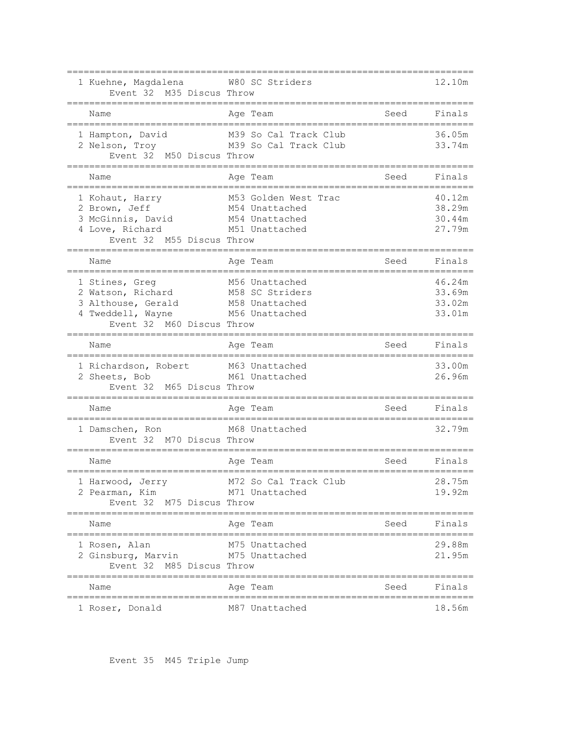| | Name | Age | Team | Seed | Finals |
|---|---|---|---|---|---|
| 1 | Kuehne, Magdalena | W80 | SC Striders | | 12.10m |

### Event 32 M35 Discus Throw

| | Name | Age | Team | Seed | Finals |
|---|---|---|---|---|---|
| 1 | Hampton, David | M39 | So Cal Track Club | | 36.05m |
| 2 | Nelson, Troy | M39 | So Cal Track Club | | 33.74m |

### Event 32 M50 Discus Throw

| | Name | Age | Team | Seed | Finals |
|---|---|---|---|---|---|
| 1 | Kohaut, Harry | M53 | Golden West Trac | | 40.12m |
| 2 | Brown, Jeff | M54 | Unattached | | 38.29m |
| 3 | McGinnis, David | M54 | Unattached | | 30.44m |
| 4 | Love, Richard | M51 | Unattached | | 27.79m |

### Event 32 M55 Discus Throw

| | Name | Age | Team | Seed | Finals |
|---|---|---|---|---|---|
| 1 | Stines, Greg | M56 | Unattached | | 46.24m |
| 2 | Watson, Richard | M58 | SC Striders | | 33.69m |
| 3 | Althouse, Gerald | M58 | Unattached | | 33.02m |
| 4 | Tweddell, Wayne | M56 | Unattached | | 33.01m |

### Event 32 M60 Discus Throw

| | Name | Age | Team | Seed | Finals |
|---|---|---|---|---|---|
| 1 | Richardson, Robert | M63 | Unattached | | 33.00m |
| 2 | Sheets, Bob | M61 | Unattached | | 26.96m |

### Event 32 M65 Discus Throw

| | Name | Age | Team | Seed | Finals |
|---|---|---|---|---|---|
| 1 | Damschen, Ron | M68 | Unattached | | 32.79m |

### Event 32 M70 Discus Throw

| | Name | Age | Team | Seed | Finals |
|---|---|---|---|---|---|
| 1 | Harwood, Jerry | M72 | So Cal Track Club | | 28.75m |
| 2 | Pearman, Kim | M71 | Unattached | | 19.92m |

### Event 32 M75 Discus Throw

| | Name | Age | Team | Seed | Finals |
|---|---|---|---|---|---|
| 1 | Rosen, Alan | M75 | Unattached | | 29.88m |
| 2 | Ginsburg, Marvin | M75 | Unattached | | 21.95m |

### Event 32 M85 Discus Throw

| | Name | Age | Team | Seed | Finals |
|---|---|---|---|---|---|
| 1 | Roser, Donald | M87 | Unattached | | 18.56m |

### Event 35 M45 Triple Jump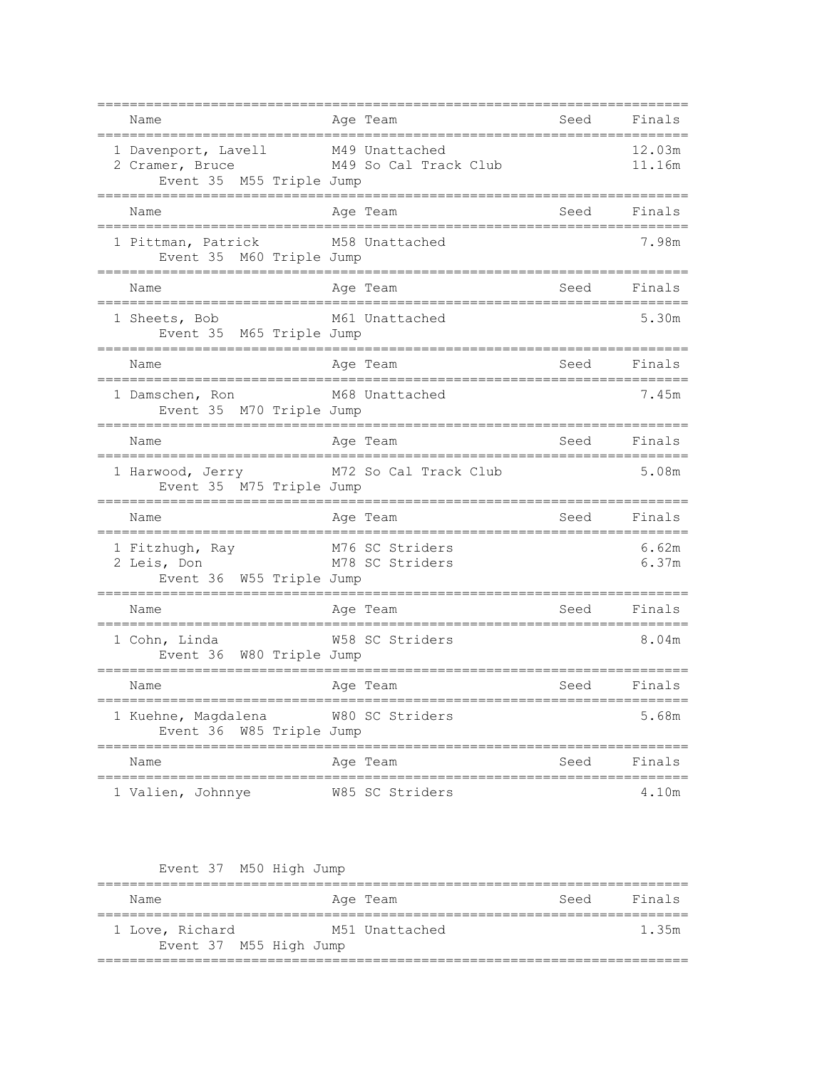| Name | Age | Team | Seed | Finals |
|---|---|---|---|---|
| 1 Davenport, Lavell | M49 | Unattached | | 12.03m |
| 2 Cramer, Bruce | M49 | So Cal Track Club | | 11.16m |

Event 35 M55 Triple Jump

| Name | Age | Team | Seed | Finals |
|---|---|---|---|---|
| 1 Pittman, Patrick | M58 | Unattached | | 7.98m |

Event 35 M60 Triple Jump

| Name | Age | Team | Seed | Finals |
|---|---|---|---|---|
| 1 Sheets, Bob | M61 | Unattached | | 5.30m |

Event 35 M65 Triple Jump

| Name | Age | Team | Seed | Finals |
|---|---|---|---|---|
| 1 Damschen, Ron | M68 | Unattached | | 7.45m |

Event 35 M70 Triple Jump

| Name | Age | Team | Seed | Finals |
|---|---|---|---|---|
| 1 Harwood, Jerry | M72 | So Cal Track Club | | 5.08m |

Event 35 M75 Triple Jump

| Name | Age | Team | Seed | Finals |
|---|---|---|---|---|
| 1 Fitzhugh, Ray | M76 | SC Striders | | 6.62m |
| 2 Leis, Don | M78 | SC Striders | | 6.37m |

Event 36 W55 Triple Jump

| Name | Age | Team | Seed | Finals |
|---|---|---|---|---|
| 1 Cohn, Linda | W58 | SC Striders | | 8.04m |

Event 36 W80 Triple Jump

| Name | Age | Team | Seed | Finals |
|---|---|---|---|---|
| 1 Kuehne, Magdalena | W80 | SC Striders | | 5.68m |

Event 36 W85 Triple Jump

| Name | Age | Team | Seed | Finals |
|---|---|---|---|---|
| 1 Valien, Johnnye | W85 | SC Striders | | 4.10m |

Event 37 M50 High Jump

| Name | Age | Team | Seed | Finals |
|---|---|---|---|---|
| 1 Love, Richard | M51 | Unattached | | 1.35m |

Event 37 M55 High Jump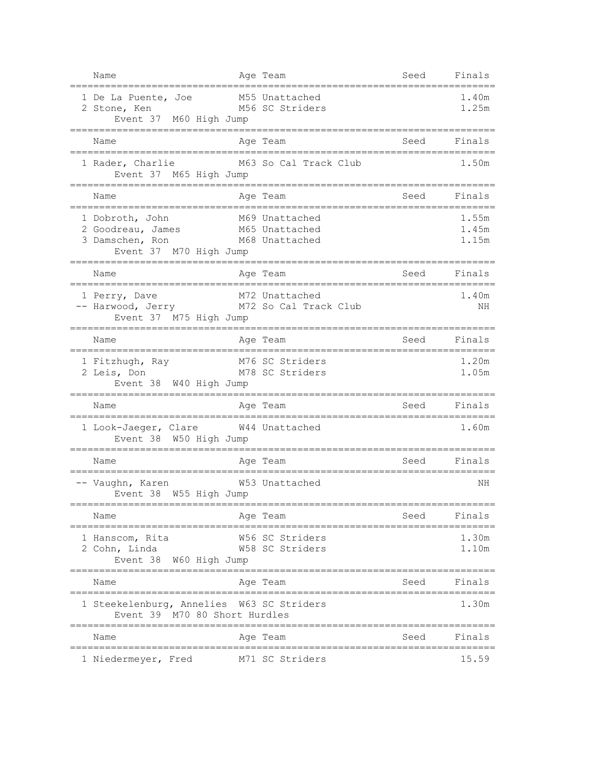| Name | Age | Team | Seed | Finals |
|---|---|---|---|---|
| 1 De La Puente, Joe | M55 | Unattached | | 1.40m |
| 2 Stone, Ken | M56 | SC Striders | | 1.25m |

Event 37 M60 High Jump

| Name | Age | Team | Seed | Finals |
|---|---|---|---|---|
| 1 Rader, Charlie | M63 | So Cal Track Club | | 1.50m |

Event 37 M65 High Jump

| Name | Age | Team | Seed | Finals |
|---|---|---|---|---|
| 1 Dobroth, John | M69 | Unattached | | 1.55m |
| 2 Goodreau, James | M65 | Unattached | | 1.45m |
| 3 Damschen, Ron | M68 | Unattached | | 1.15m |

Event 37 M70 High Jump

| Name | Age | Team | Seed | Finals |
|---|---|---|---|---|
| 1 Perry, Dave | M72 | Unattached | | 1.40m |
| -- Harwood, Jerry | M72 | So Cal Track Club | | NH |

Event 37 M75 High Jump

| Name | Age | Team | Seed | Finals |
|---|---|---|---|---|
| 1 Fitzhugh, Ray | M76 | SC Striders | | 1.20m |
| 2 Leis, Don | M78 | SC Striders | | 1.05m |

Event 38 W40 High Jump

| Name | Age | Team | Seed | Finals |
|---|---|---|---|---|
| 1 Look-Jaeger, Clare | W44 | Unattached | | 1.60m |

Event 38 W50 High Jump

| Name | Age | Team | Seed | Finals |
|---|---|---|---|---|
| -- Vaughn, Karen | W53 | Unattached | | NH |

Event 38 W55 High Jump

| Name | Age | Team | Seed | Finals |
|---|---|---|---|---|
| 1 Hanscom, Rita | W56 | SC Striders | | 1.30m |
| 2 Cohn, Linda | W58 | SC Striders | | 1.10m |

Event 38 W60 High Jump

| Name | Age | Team | Seed | Finals |
|---|---|---|---|---|
| 1 Steekelenburg, Annelies | W63 | SC Striders | | 1.30m |

Event 39 M70 80 Short Hurdles

| Name | Age | Team | Seed | Finals |
|---|---|---|---|---|
| 1 Niedermeyer, Fred | M71 | SC Striders | | 15.59 |